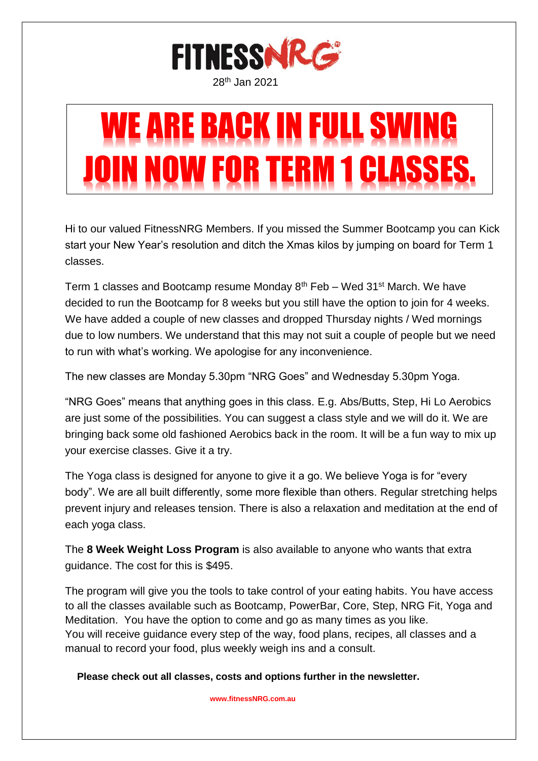# FITNESSNRG

28th Jan 2021

# WE ARE BACK IN FULL SWING JOIN NOW FOR TERM 1 CLASSES.

Hi to our valued FitnessNRG Members. If you missed the Summer Bootcamp you can Kick start your New Year's resolution and ditch the Xmas kilos by jumping on board for Term 1 classes.

Term 1 classes and Bootcamp resume Monday 8th Feb – Wed 31st March. We have decided to run the Bootcamp for 8 weeks but you still have the option to join for 4 weeks. We have added a couple of new classes and dropped Thursday nights / Wed mornings due to low numbers. We understand that this may not suit a couple of people but we need to run with what's working. We apologise for any inconvenience.

The new classes are Monday 5.30pm "NRG Goes" and Wednesday 5.30pm Yoga.

"NRG Goes" means that anything goes in this class. E.g. Abs/Butts, Step, Hi Lo Aerobics are just some of the possibilities. You can suggest a class style and we will do it. We are bringing back some old fashioned Aerobics back in the room. It will be a fun way to mix up your exercise classes. Give it a try.

The Yoga class is designed for anyone to give it a go. We believe Yoga is for "every body". We are all built differently, some more flexible than others. Regular stretching helps prevent injury and releases tension. There is also a relaxation and meditation at the end of each yoga class.

The **8 Week Weight Loss Program** is also available to anyone who wants that extra guidance. The cost for this is $495.

The program will give you the tools to take control of your eating habits. You have access to all the classes available such as Bootcamp, PowerBar, Core, Step, NRG Fit, Yoga and Meditation. You have the option to come and go as many times as you like.
You will receive guidance every step of the way, food plans, recipes, all classes and a manual to record your food, plus weekly weigh ins and a consult.

**Please check out all classes, costs and options further in the newsletter.**

www.fitnessNRG.com.au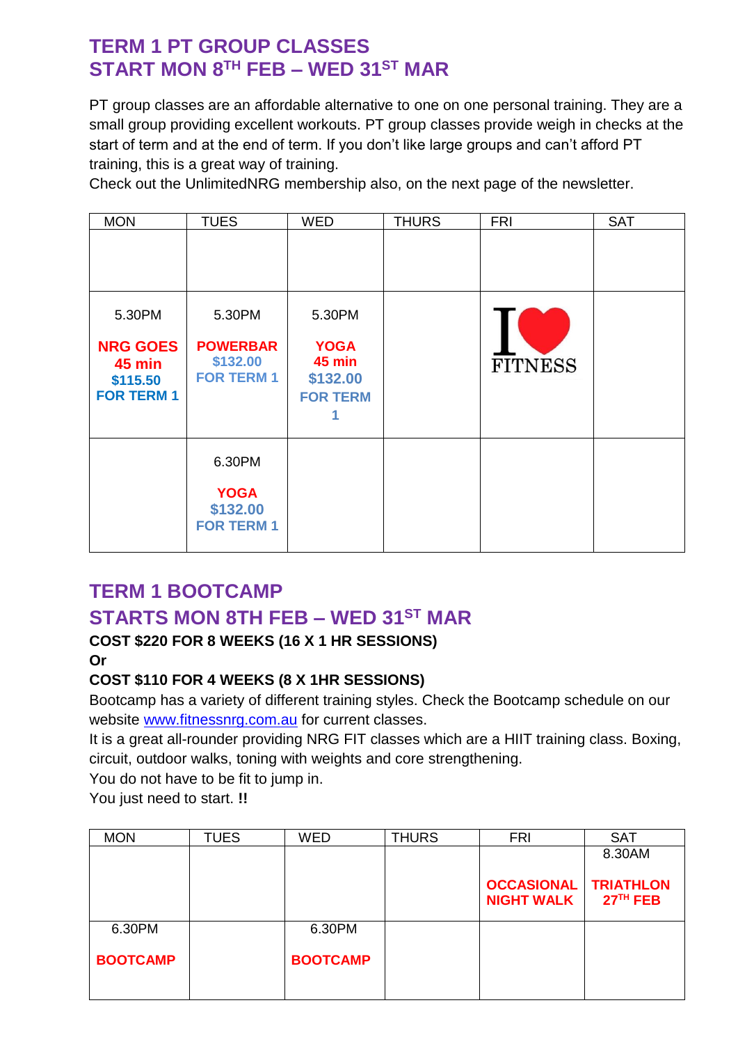## TERM 1 PT GROUP CLASSES
## START MON 8TH FEB – WED 31ST MAR

PT group classes are an affordable alternative to one on one personal training. They are a small group providing excellent workouts. PT group classes provide weigh in checks at the start of term and at the end of term. If you don't like large groups and can't afford PT training, this is a great way of training.
Check out the UnlimitedNRG membership also, on the next page of the newsletter.

| MON | TUES | WED | THURS | FRI | SAT |
|---|---|---|---|---|---|
| | | | | | |
| 5.30PM **NRG GOES 45 min $115.50 FOR TERM 1** | 5.30PM **POWERBAR $132.00 FOR TERM 1** | 5.30PM **YOGA 45 min $132.00 FOR TERM 1** | | I ❤ FITNESS | |
| | 6.30PM **YOGA $132.00 FOR TERM 1** | | | | |

## TERM 1 BOOTCAMP
## STARTS MON 8TH FEB – WED 31ST MAR

**COST $220 FOR 8 WEEKS (16 X 1 HR SESSIONS)**
**Or**
**COST $110 FOR 4 WEEKS (8 X 1HR SESSIONS)**

Bootcamp has a variety of different training styles. Check the Bootcamp schedule on our website www.fitnessnrg.com.au for current classes.
It is a great all-rounder providing NRG FIT classes which are a HIIT training class. Boxing, circuit, outdoor walks, toning with weights and core strengthening.
You do not have to be fit to jump in.
You just need to start. **!!**

| MON | TUES | WED | THURS | FRI | SAT |
|---|---|---|---|---|---|
| | | | | **OCCASIONAL NIGHT WALK** | 8.30AM **TRIATHLON 27TH FEB** |
| 6.30PM **BOOTCAMP** | | 6.30PM **BOOTCAMP** | | | |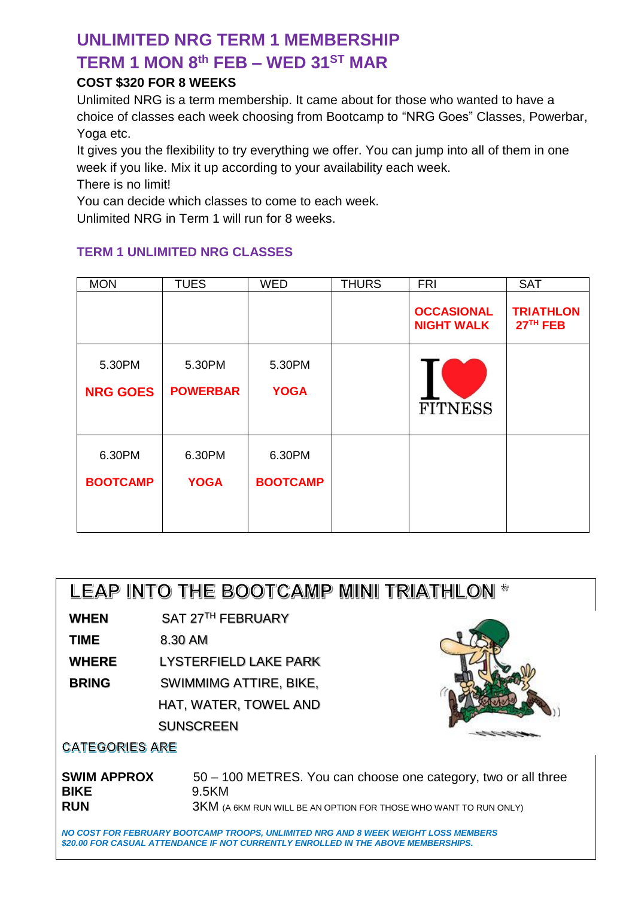## UNLIMITED NRG TERM 1 MEMBERSHIP

## TERM 1 MON 8th FEB – WED 31ST MAR

**COST $320 FOR 8 WEEKS**

Unlimited NRG is a term membership. It came about for those who wanted to have a choice of classes each week choosing from Bootcamp to "NRG Goes" Classes, Powerbar, Yoga etc.

It gives you the flexibility to try everything we offer. You can jump into all of them in one week if you like. Mix it up according to your availability each week.

There is no limit!

You can decide which classes to come to each week.

Unlimited NRG in Term 1 will run for 8 weeks.

### TERM 1 UNLIMITED NRG CLASSES

| MON | TUES | WED | THURS | FRI | SAT |
|---|---|---|---|---|---|
| | | | | **OCCASIONAL NIGHT WALK** | **TRIATHLON 27TH FEB** |
| 5.30PM **NRG GOES** | 5.30PM **POWERBAR** | 5.30PM **YOGA** | | I ♥ FITNESS | |
| 6.30PM **BOOTCAMP** | 6.30PM **YOGA** | 6.30PM **BOOTCAMP** | | | |

## LEAP INTO THE BOOTCAMP MINI TRIATHLON

**WHEN** SAT 27TH FEBRUARY

**TIME** 8.30 AM

**WHERE** LYSTERFIELD LAKE PARK

**BRING** SWIMMIMG ATTIRE, BIKE, HAT, WATER, TOWEL AND SUNSCREEN

CATEGORIES ARE

**SWIM APPROX** 50 – 100 METRES. You can choose one category, two or all three

**BIKE** 9.5KM

**RUN** 3KM (A 6KM RUN WILL BE AN OPTION FOR THOSE WHO WANT TO RUN ONLY)

***NO COST FOR FEBRUARY BOOTCAMP TROOPS, UNLIMITED NRG AND 8 WEEK WEIGHT LOSS MEMBERS***
***$20.00 FOR CASUAL ATTENDANCE IF NOT CURRENTLY ENROLLED IN THE ABOVE MEMBERSHIPS.***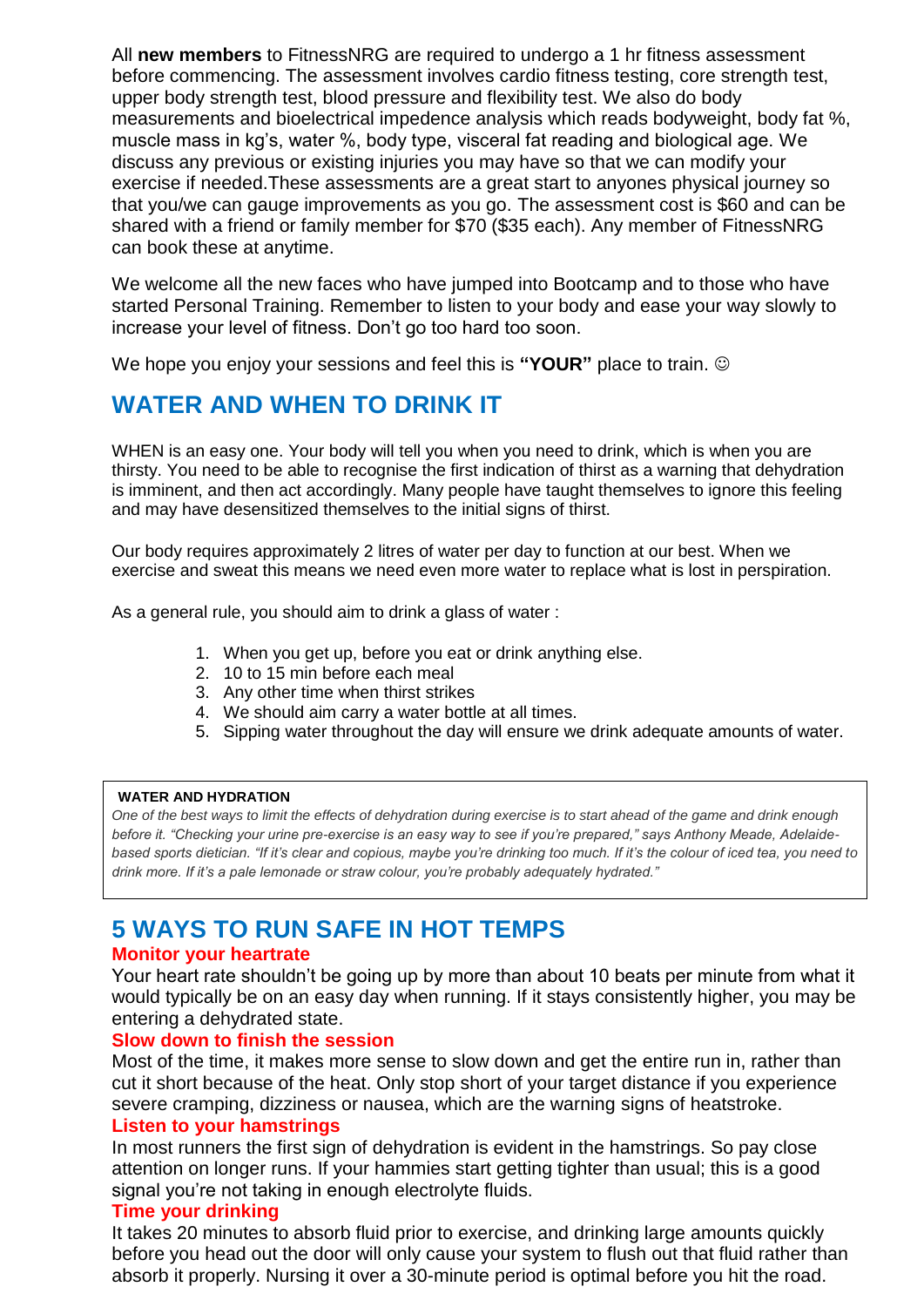All **new members** to FitnessNRG are required to undergo a 1 hr fitness assessment before commencing. The assessment involves cardio fitness testing, core strength test, upper body strength test, blood pressure and flexibility test. We also do body measurements and bioelectrical impedence analysis which reads bodyweight, body fat %, muscle mass in kg's, water %, body type, visceral fat reading and biological age. We discuss any previous or existing injuries you may have so that we can modify your exercise if needed.These assessments are a great start to anyones physical journey so that you/we can gauge improvements as you go. The assessment cost is $60 and can be shared with a friend or family member for $70 ($35 each). Any member of FitnessNRG can book these at anytime.

We welcome all the new faces who have jumped into Bootcamp and to those who have started Personal Training. Remember to listen to your body and ease your way slowly to increase your level of fitness. Don't go too hard too soon.

We hope you enjoy your sessions and feel this is **"YOUR"** place to train. ☺

## WATER AND WHEN TO DRINK IT

WHEN is an easy one. Your body will tell you when you need to drink, which is when you are thirsty. You need to be able to recognise the first indication of thirst as a warning that dehydration is imminent, and then act accordingly. Many people have taught themselves to ignore this feeling and may have desensitized themselves to the initial signs of thirst.

Our body requires approximately 2 litres of water per day to function at our best. When we exercise and sweat this means we need even more water to replace what is lost in perspiration.

As a general rule, you should aim to drink a glass of water :

1. When you get up, before you eat or drink anything else.
2. 10 to 15 min before each meal
3. Any other time when thirst strikes
4. We should aim carry a water bottle at all times.
5. Sipping water throughout the day will ensure we drink adequate amounts of water.

**WATER AND HYDRATION**

*One of the best ways to limit the effects of dehydration during exercise is to start ahead of the game and drink enough before it. "Checking your urine pre-exercise is an easy way to see if you're prepared," says Anthony Meade, Adelaide-based sports dietician. "If it's clear and copious, maybe you're drinking too much. If it's the colour of iced tea, you need to drink more. If it's a pale lemonade or straw colour, you're probably adequately hydrated."*

## 5 WAYS TO RUN SAFE IN HOT TEMPS

### Monitor your heartrate

Your heart rate shouldn't be going up by more than about 10 beats per minute from what it would typically be on an easy day when running. If it stays consistently higher, you may be entering a dehydrated state.

### Slow down to finish the session

Most of the time, it makes more sense to slow down and get the entire run in, rather than cut it short because of the heat. Only stop short of your target distance if you experience severe cramping, dizziness or nausea, which are the warning signs of heatstroke.

### Listen to your hamstrings

In most runners the first sign of dehydration is evident in the hamstrings. So pay close attention on longer runs. If your hammies start getting tighter than usual; this is a good signal you're not taking in enough electrolyte fluids.

### Time your drinking

It takes 20 minutes to absorb fluid prior to exercise, and drinking large amounts quickly before you head out the door will only cause your system to flush out that fluid rather than absorb it properly. Nursing it over a 30-minute period is optimal before you hit the road.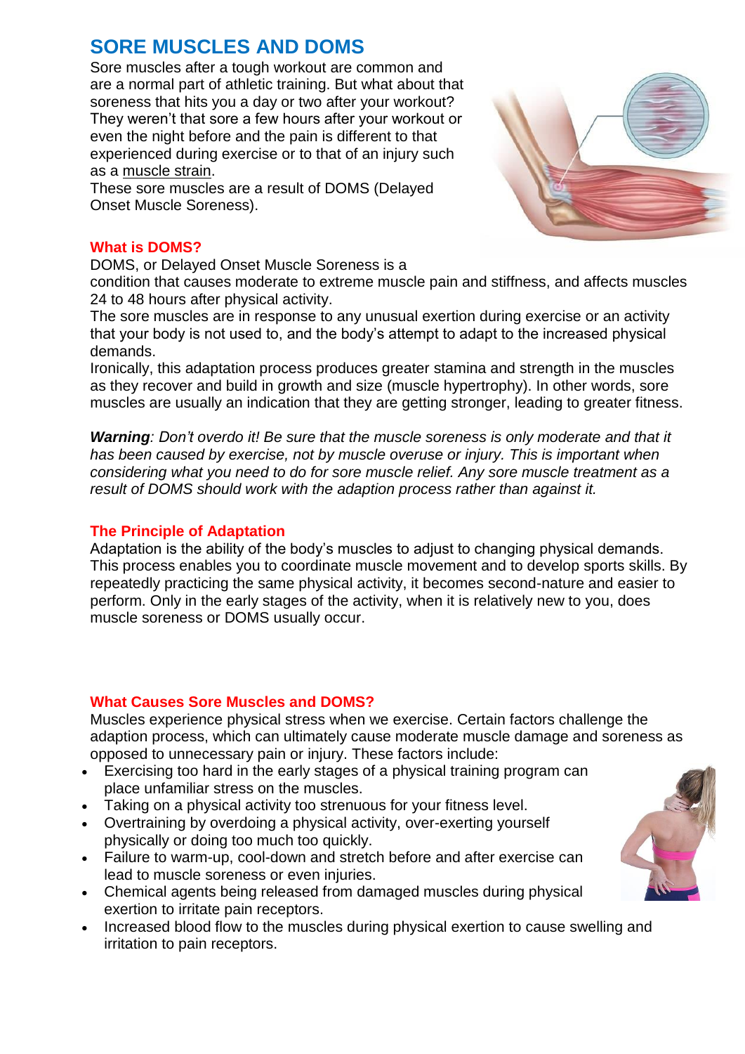## SORE MUSCLES AND DOMS

Sore muscles after a tough workout are common and are a normal part of athletic training. But what about that soreness that hits you a day or two after your workout? They weren't that sore a few hours after your workout or even the night before and the pain is different to that experienced during exercise or to that of an injury such as a muscle strain.

These sore muscles are a result of DOMS (Delayed Onset Muscle Soreness).

### What is DOMS?

DOMS, or Delayed Onset Muscle Soreness is a condition that causes moderate to extreme muscle pain and stiffness, and affects muscles 24 to 48 hours after physical activity.

The sore muscles are in response to any unusual exertion during exercise or an activity that your body is not used to, and the body's attempt to adapt to the increased physical demands.

Ironically, this adaptation process produces greater stamina and strength in the muscles as they recover and build in growth and size (muscle hypertrophy). In other words, sore muscles are usually an indication that they are getting stronger, leading to greater fitness.

***Warning**: Don't overdo it! Be sure that the muscle soreness is only moderate and that it has been caused by exercise, not by muscle overuse or injury. This is important when considering what you need to do for sore muscle relief. Any sore muscle treatment as a result of DOMS should work with the adaption process rather than against it.*

### The Principle of Adaptation

Adaptation is the ability of the body's muscles to adjust to changing physical demands. This process enables you to coordinate muscle movement and to develop sports skills. By repeatedly practicing the same physical activity, it becomes second-nature and easier to perform. Only in the early stages of the activity, when it is relatively new to you, does muscle soreness or DOMS usually occur.

### What Causes Sore Muscles and DOMS?

Muscles experience physical stress when we exercise. Certain factors challenge the adaption process, which can ultimately cause moderate muscle damage and soreness as opposed to unnecessary pain or injury. These factors include:

- Exercising too hard in the early stages of a physical training program can place unfamiliar stress on the muscles.
- Taking on a physical activity too strenuous for your fitness level.
- Overtraining by overdoing a physical activity, over-exerting yourself physically or doing too much too quickly.
- Failure to warm-up, cool-down and stretch before and after exercise can lead to muscle soreness or even injuries.
- Chemical agents being released from damaged muscles during physical exertion to irritate pain receptors.
- Increased blood flow to the muscles during physical exertion to cause swelling and irritation to pain receptors.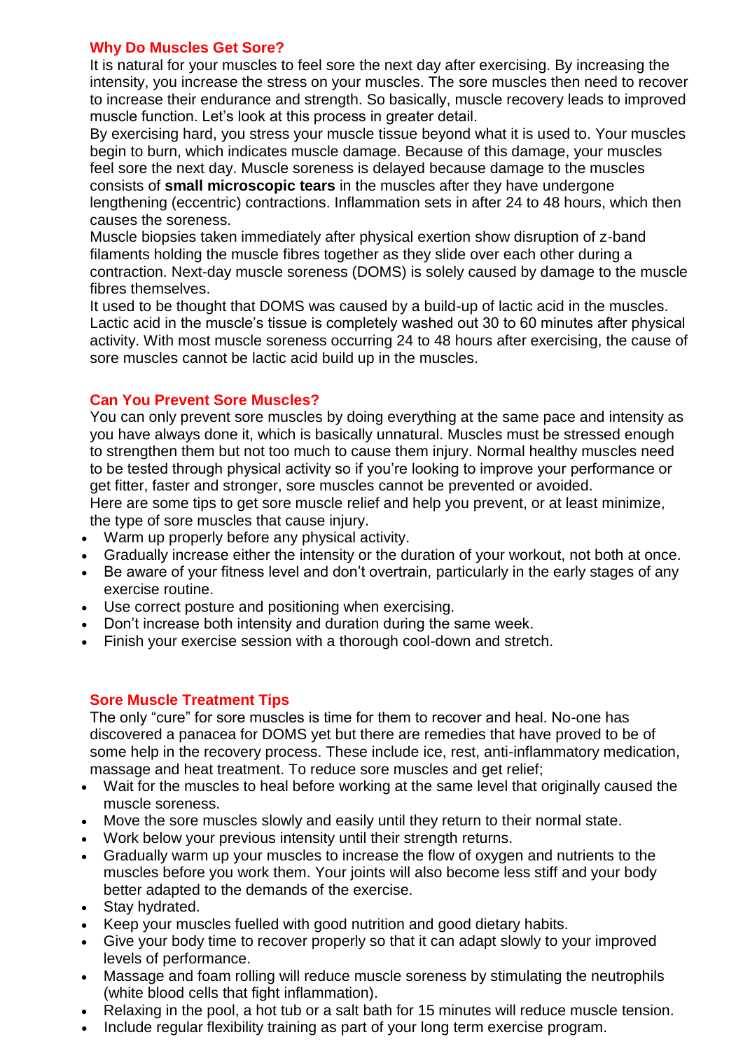## Why Do Muscles Get Sore?

It is natural for your muscles to feel sore the next day after exercising. By increasing the intensity, you increase the stress on your muscles. The sore muscles then need to recover to increase their endurance and strength. So basically, muscle recovery leads to improved muscle function. Let's look at this process in greater detail.

By exercising hard, you stress your muscle tissue beyond what it is used to. Your muscles begin to burn, which indicates muscle damage. Because of this damage, your muscles feel sore the next day. Muscle soreness is delayed because damage to the muscles consists of **small microscopic tears** in the muscles after they have undergone lengthening (eccentric) contractions. Inflammation sets in after 24 to 48 hours, which then causes the soreness.

Muscle biopsies taken immediately after physical exertion show disruption of z-band filaments holding the muscle fibres together as they slide over each other during a contraction. Next-day muscle soreness (DOMS) is solely caused by damage to the muscle fibres themselves.

It used to be thought that DOMS was caused by a build-up of lactic acid in the muscles. Lactic acid in the muscle's tissue is completely washed out 30 to 60 minutes after physical activity. With most muscle soreness occurring 24 to 48 hours after exercising, the cause of sore muscles cannot be lactic acid build up in the muscles.

## Can You Prevent Sore Muscles?

You can only prevent sore muscles by doing everything at the same pace and intensity as you have always done it, which is basically unnatural. Muscles must be stressed enough to strengthen them but not too much to cause them injury. Normal healthy muscles need to be tested through physical activity so if you're looking to improve your performance or get fitter, faster and stronger, sore muscles cannot be prevented or avoided.

Here are some tips to get sore muscle relief and help you prevent, or at least minimize, the type of sore muscles that cause injury.

- Warm up properly before any physical activity.
- Gradually increase either the intensity or the duration of your workout, not both at once.
- Be aware of your fitness level and don't overtrain, particularly in the early stages of any exercise routine.
- Use correct posture and positioning when exercising.
- Don't increase both intensity and duration during the same week.
- Finish your exercise session with a thorough cool-down and stretch.

## Sore Muscle Treatment Tips

The only "cure" for sore muscles is time for them to recover and heal. No-one has discovered a panacea for DOMS yet but there are remedies that have proved to be of some help in the recovery process. These include ice, rest, anti-inflammatory medication, massage and heat treatment. To reduce sore muscles and get relief;

- Wait for the muscles to heal before working at the same level that originally caused the muscle soreness.
- Move the sore muscles slowly and easily until they return to their normal state.
- Work below your previous intensity until their strength returns.
- Gradually warm up your muscles to increase the flow of oxygen and nutrients to the muscles before you work them. Your joints will also become less stiff and your body better adapted to the demands of the exercise.
- Stay hydrated.
- Keep your muscles fuelled with good nutrition and good dietary habits.
- Give your body time to recover properly so that it can adapt slowly to your improved levels of performance.
- Massage and foam rolling will reduce muscle soreness by stimulating the neutrophils (white blood cells that fight inflammation).
- Relaxing in the pool, a hot tub or a salt bath for 15 minutes will reduce muscle tension.
- Include regular flexibility training as part of your long term exercise program.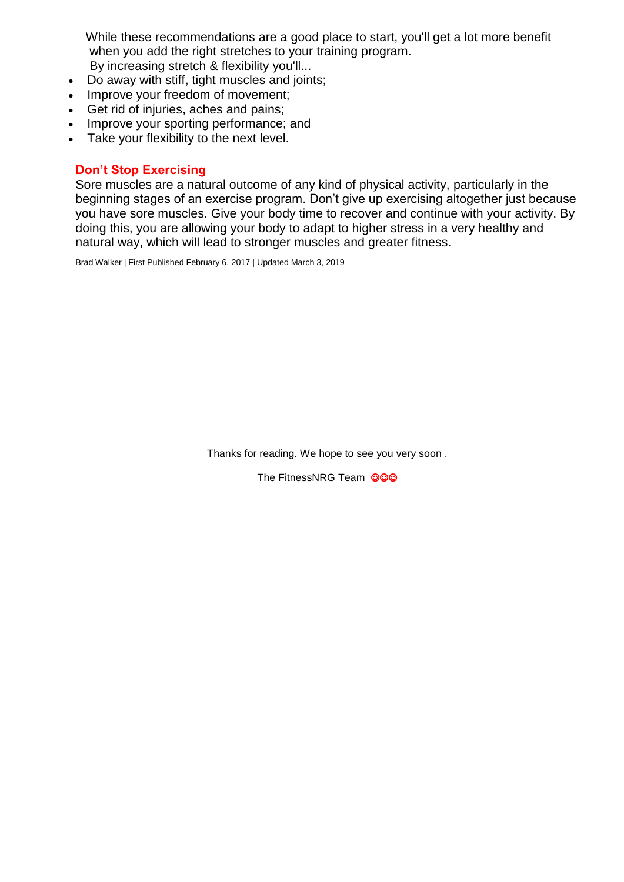While these recommendations are a good place to start, you'll get a lot more benefit when you add the right stretches to your training program.
By increasing stretch & flexibility you'll...

- Do away with stiff, tight muscles and joints;
- Improve your freedom of movement;
- Get rid of injuries, aches and pains;
- Improve your sporting performance; and
- Take your flexibility to the next level.

### Don't Stop Exercising

Sore muscles are a natural outcome of any kind of physical activity, particularly in the beginning stages of an exercise program. Don't give up exercising altogether just because you have sore muscles. Give your body time to recover and continue with your activity. By doing this, you are allowing your body to adapt to higher stress in a very healthy and natural way, which will lead to stronger muscles and greater fitness.

Brad Walker | First Published February 6, 2017 | Updated March 3, 2019

Thanks for reading. We hope to see you very soon .

The FitnessNRG Team ☺☺☺